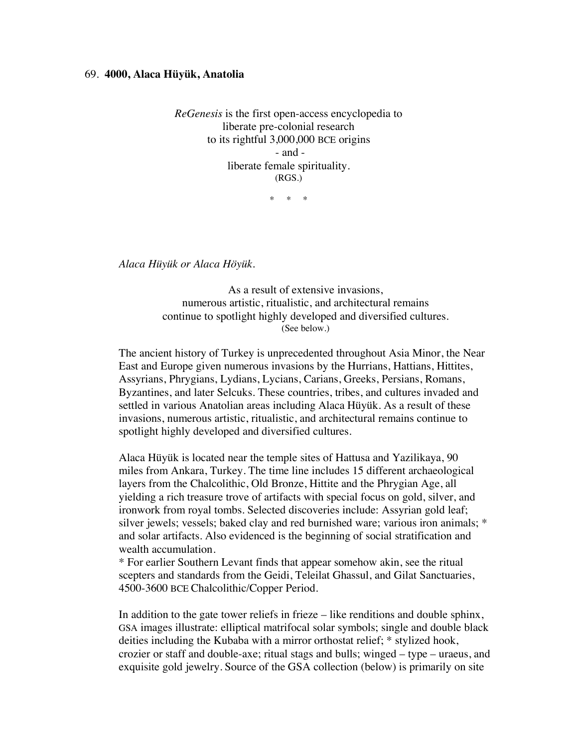69. **4000, Alaca Hüyük, Anatolia**

*ReGenesis* is the first open-access encyclopedia to
liberate pre-colonial research
to its rightful 3,000,000 BCE origins
- and -
liberate female spirituality.
(RGS.)

\*   \*   \*

*Alaca Hüyük or Alaca Höyük.*

As a result of extensive invasions,
numerous artistic, ritualistic, and architectural remains
continue to spotlight highly developed and diversified cultures.
(See below.)

The ancient history of Turkey is unprecedented throughout Asia Minor, the Near East and Europe given numerous invasions by the Hurrians, Hattians, Hittites, Assyrians, Phrygians, Lydians, Lycians, Carians, Greeks, Persians, Romans, Byzantines, and later Selcuks. These countries, tribes, and cultures invaded and settled in various Anatolian areas including Alaca Hüyük. As a result of these invasions, numerous artistic, ritualistic, and architectural remains continue to spotlight highly developed and diversified cultures.

Alaca Hüyük is located near the temple sites of Hattusa and Yazilikaya, 90 miles from Ankara, Turkey. The time line includes 15 different archaeological layers from the Chalcolithic, Old Bronze, Hittite and the Phrygian Age, all yielding a rich treasure trove of artifacts with special focus on gold, silver, and ironwork from royal tombs. Selected discoveries include: Assyrian gold leaf; silver jewels; vessels; baked clay and red burnished ware; various iron animals; * and solar artifacts. Also evidenced is the beginning of social stratification and wealth accumulation.
\* For earlier Southern Levant finds that appear somehow akin, see the ritual scepters and standards from the Geidi, Teleilat Ghassul, and Gilat Sanctuaries, 4500-3600 BCE Chalcolithic/Copper Period.

In addition to the gate tower reliefs in frieze – like renditions and double sphinx, GSA images illustrate: elliptical matrifocal solar symbols; single and double black deities including the Kubaba with a mirror orthostat relief; * stylized hook, crozier or staff and double-axe; ritual stags and bulls; winged – type – uraeus, and exquisite gold jewelry. Source of the GSA collection (below) is primarily on site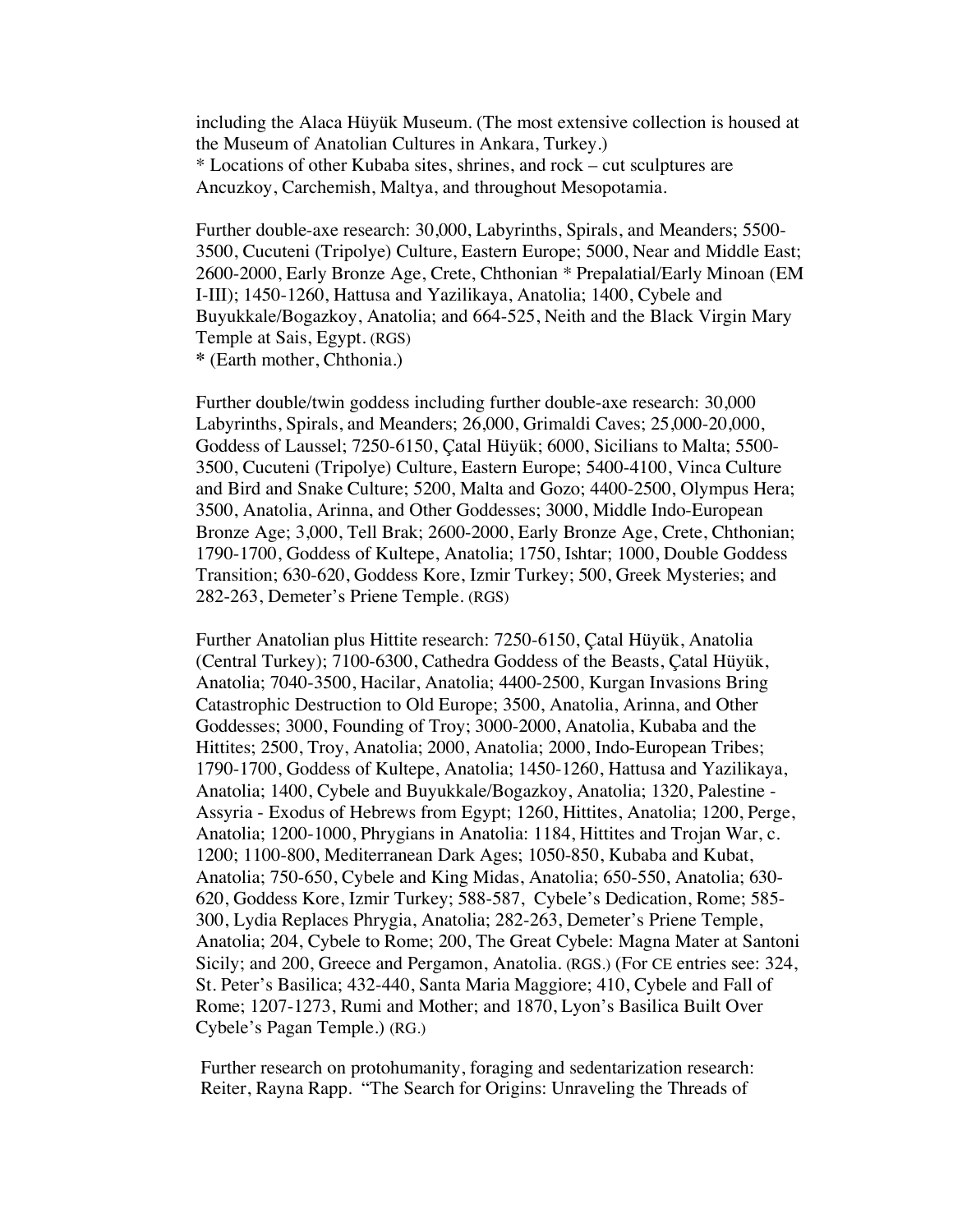including the Alaca Hüyük Museum. (The most extensive collection is housed at the Museum of Anatolian Cultures in Ankara, Turkey.)
* Locations of other Kubaba sites, shrines, and rock – cut sculptures are Ancuzkoy, Carchemish, Maltya, and throughout Mesopotamia.

Further double-axe research: 30,000, Labyrinths, Spirals, and Meanders; 5500-3500, Cucuteni (Tripolye) Culture, Eastern Europe; 5000, Near and Middle East; 2600-2000, Early Bronze Age, Crete, Chthonian * Prepalatial/Early Minoan (EM I-III); 1450-1260, Hattusa and Yazilikaya, Anatolia; 1400, Cybele and Buyukkale/Bogazkoy, Anatolia; and 664-525, Neith and the Black Virgin Mary Temple at Sais, Egypt. (RGS)
**\*** (Earth mother, Chthonia.)

Further double/twin goddess including further double-axe research: 30,000 Labyrinths, Spirals, and Meanders; 26,000, Grimaldi Caves; 25,000-20,000, Goddess of Laussel; 7250-6150, Çatal Hüyük; 6000, Sicilians to Malta; 5500-3500, Cucuteni (Tripolye) Culture, Eastern Europe; 5400-4100, Vinca Culture and Bird and Snake Culture; 5200, Malta and Gozo; 4400-2500, Olympus Hera; 3500, Anatolia, Arinna, and Other Goddesses; 3000, Middle Indo-European Bronze Age; 3,000, Tell Brak; 2600-2000, Early Bronze Age, Crete, Chthonian; 1790-1700, Goddess of Kultepe, Anatolia; 1750, Ishtar; 1000, Double Goddess Transition; 630-620, Goddess Kore, Izmir Turkey; 500, Greek Mysteries; and 282-263, Demeter's Priene Temple. (RGS)

Further Anatolian plus Hittite research: 7250-6150, Çatal Hüyük, Anatolia (Central Turkey); 7100-6300, Cathedra Goddess of the Beasts, Çatal Hüyük, Anatolia; 7040-3500, Hacilar, Anatolia; 4400-2500, Kurgan Invasions Bring Catastrophic Destruction to Old Europe; 3500, Anatolia, Arinna, and Other Goddesses; 3000, Founding of Troy; 3000-2000, Anatolia, Kubaba and the Hittites; 2500, Troy, Anatolia; 2000, Anatolia; 2000, Indo-European Tribes; 1790-1700, Goddess of Kultepe, Anatolia; 1450-1260, Hattusa and Yazilikaya, Anatolia; 1400, Cybele and Buyukkale/Bogazkoy, Anatolia; 1320, Palestine - Assyria - Exodus of Hebrews from Egypt; 1260, Hittites, Anatolia; 1200, Perge, Anatolia; 1200-1000, Phrygians in Anatolia: 1184, Hittites and Trojan War, c. 1200; 1100-800, Mediterranean Dark Ages; 1050-850, Kubaba and Kubat, Anatolia; 750-650, Cybele and King Midas, Anatolia; 650-550, Anatolia; 630-620, Goddess Kore, Izmir Turkey; 588-587, Cybele's Dedication, Rome; 585-300, Lydia Replaces Phrygia, Anatolia; 282-263, Demeter's Priene Temple, Anatolia; 204, Cybele to Rome; 200, The Great Cybele: Magna Mater at Santoni Sicily; and 200, Greece and Pergamon, Anatolia. (RGS.) (For CE entries see: 324, St. Peter's Basilica; 432-440, Santa Maria Maggiore; 410, Cybele and Fall of Rome; 1207-1273, Rumi and Mother; and 1870, Lyon's Basilica Built Over Cybele's Pagan Temple.) (RG.)

Further research on protohumanity, foraging and sedentarization research: Reiter, Rayna Rapp. "The Search for Origins: Unraveling the Threads of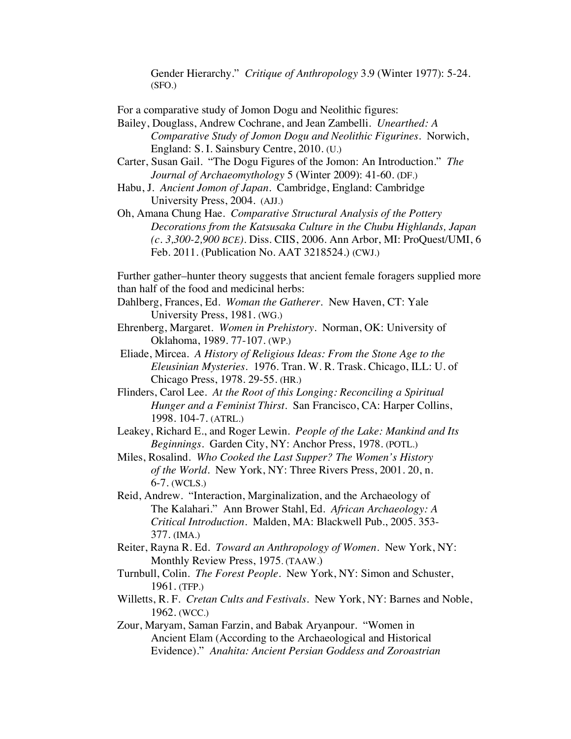Gender Hierarchy." *Critique of Anthropology* 3.9 (Winter 1977): 5-24. (SFO.)

For a comparative study of Jomon Dogu and Neolithic figures:

Bailey, Douglass, Andrew Cochrane, and Jean Zambelli. *Unearthed: A Comparative Study of Jomon Dogu and Neolithic Figurines*. Norwich, England: S. I. Sainsbury Centre, 2010. (U.)

Carter, Susan Gail. "The Dogu Figures of the Jomon: An Introduction." *The Journal of Archaeomythology* 5 (Winter 2009): 41-60. (DF.)

Habu, J. *Ancient Jomon of Japan*. Cambridge, England: Cambridge University Press, 2004. (AJJ.)

Oh, Amana Chung Hae. *Comparative Structural Analysis of the Pottery Decorations from the Katsusaka Culture in the Chubu Highlands, Japan (c. 3,300-2,900 BCE)*. Diss. CIIS, 2006. Ann Arbor, MI: ProQuest/UMI, 6 Feb. 2011. (Publication No. AAT 3218524.) (CWJ.)

Further gather–hunter theory suggests that ancient female foragers supplied more than half of the food and medicinal herbs:

Dahlberg, Frances, Ed. *Woman the Gatherer*. New Haven, CT: Yale University Press, 1981. (WG.)

Ehrenberg, Margaret. *Women in Prehistory*. Norman, OK: University of Oklahoma, 1989. 77-107. (WP.)

Eliade, Mircea. *A History of Religious Ideas: From the Stone Age to the Eleusinian Mysteries*. 1976. Tran. W. R. Trask. Chicago, ILL: U. of Chicago Press, 1978. 29-55. (HR.)

Flinders, Carol Lee. *At the Root of this Longing: Reconciling a Spiritual Hunger and a Feminist Thirst*. San Francisco, CA: Harper Collins, 1998. 104-7. (ATRL.)

Leakey, Richard E., and Roger Lewin. *People of the Lake: Mankind and Its Beginnings*. Garden City, NY: Anchor Press, 1978. (POTL.)

Miles, Rosalind. *Who Cooked the Last Supper? The Women's History of the World*. New York, NY: Three Rivers Press, 2001. 20, n. 6-7. (WCLS.)

Reid, Andrew. "Interaction, Marginalization, and the Archaeology of The Kalahari." Ann Brower Stahl, Ed. *African Archaeology: A Critical Introduction*. Malden, MA: Blackwell Pub., 2005. 353-377. (IMA.)

Reiter, Rayna R. Ed. *Toward an Anthropology of Women*. New York, NY: Monthly Review Press, 1975. (TAAW.)

Turnbull, Colin. *The Forest People*. New York, NY: Simon and Schuster, 1961. (TFP.)

Willetts, R. F. *Cretan Cults and Festivals*. New York, NY: Barnes and Noble, 1962. (WCC.)

Zour, Maryam, Saman Farzin, and Babak Aryanpour. "Women in Ancient Elam (According to the Archaeological and Historical Evidence)." *Anahita: Ancient Persian Goddess and Zoroastrian*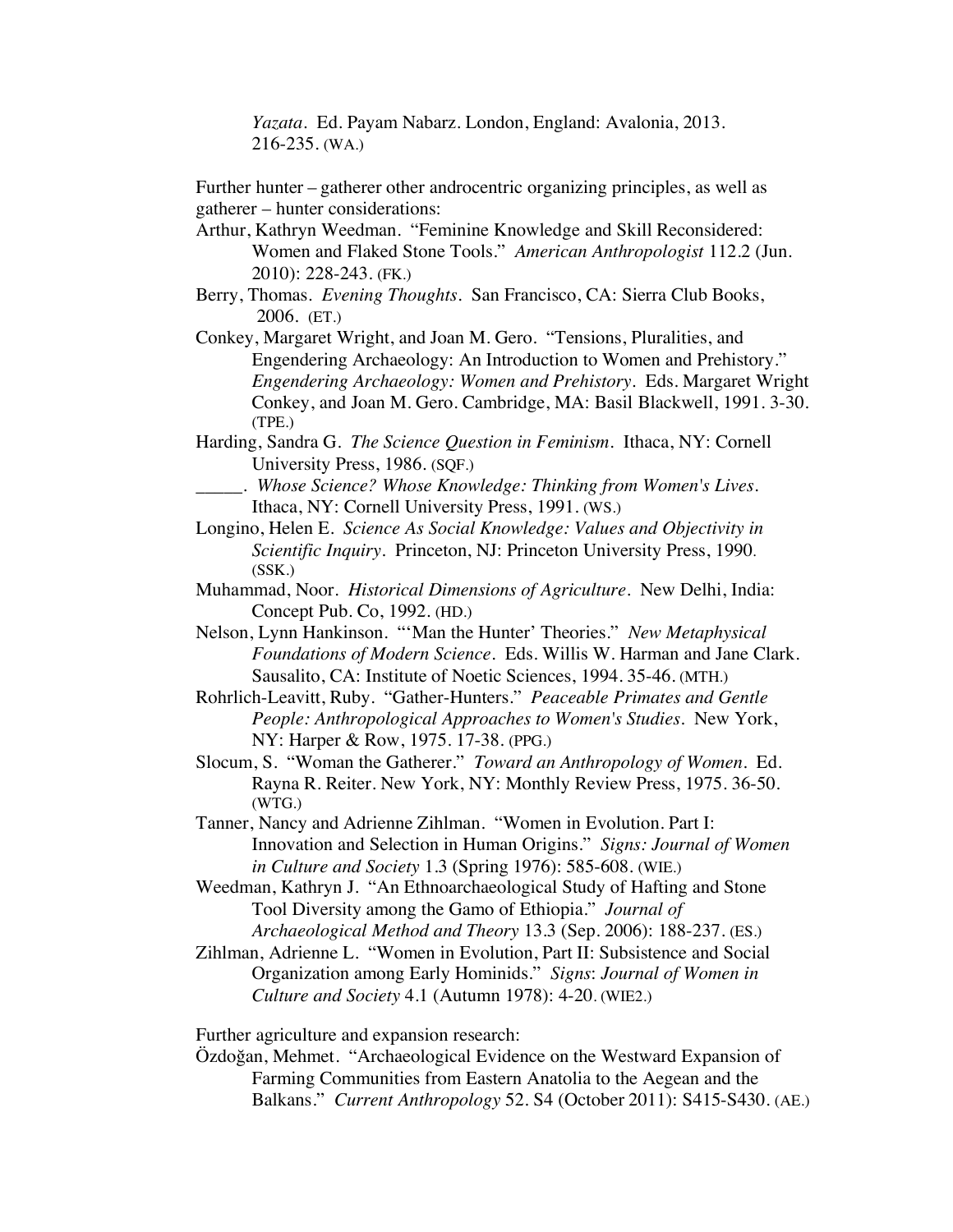*Yazata*. Ed. Payam Nabarz. London, England: Avalonia, 2013. 216-235. (WA.)

Further hunter – gatherer other androcentric organizing principles, as well as gatherer – hunter considerations:

Arthur, Kathryn Weedman. "Feminine Knowledge and Skill Reconsidered: Women and Flaked Stone Tools." *American Anthropologist* 112.2 (Jun. 2010): 228-243. (FK.)

Berry, Thomas. *Evening Thoughts*. San Francisco, CA: Sierra Club Books, 2006. (ET.)

Conkey, Margaret Wright, and Joan M. Gero. "Tensions, Pluralities, and Engendering Archaeology: An Introduction to Women and Prehistory." *Engendering Archaeology: Women and Prehistory*. Eds. Margaret Wright Conkey, and Joan M. Gero. Cambridge, MA: Basil Blackwell, 1991. 3-30. (TPE.)

Harding, Sandra G. *The Science Question in Feminism*. Ithaca, NY: Cornell University Press, 1986. (SQF.)

_____. *Whose Science? Whose Knowledge: Thinking from Women's Lives*. Ithaca, NY: Cornell University Press, 1991. (WS.)

Longino, Helen E. *Science As Social Knowledge: Values and Objectivity in Scientific Inquiry*. Princeton, NJ: Princeton University Press, 1990. (SSK.)

Muhammad, Noor. *Historical Dimensions of Agriculture*. New Delhi, India: Concept Pub. Co, 1992. (HD.)

Nelson, Lynn Hankinson. "'Man the Hunter' Theories." *New Metaphysical Foundations of Modern Science*. Eds. Willis W. Harman and Jane Clark. Sausalito, CA: Institute of Noetic Sciences, 1994. 35-46. (MTH.)

Rohrlich-Leavitt, Ruby. "Gather-Hunters." *Peaceable Primates and Gentle People: Anthropological Approaches to Women's Studies*. New York, NY: Harper & Row, 1975. 17-38. (PPG.)

Slocum, S. "Woman the Gatherer." *Toward an Anthropology of Women*. Ed. Rayna R. Reiter. New York, NY: Monthly Review Press, 1975. 36-50. (WTG.)

Tanner, Nancy and Adrienne Zihlman. "Women in Evolution. Part I: Innovation and Selection in Human Origins." *Signs: Journal of Women in Culture and Society* 1.3 (Spring 1976): 585-608. (WIE.)

Weedman, Kathryn J. "An Ethnoarchaeological Study of Hafting and Stone Tool Diversity among the Gamo of Ethiopia." *Journal of Archaeological Method and Theory* 13.3 (Sep. 2006): 188-237. (ES.)

Zihlman, Adrienne L. "Women in Evolution, Part II: Subsistence and Social Organization among Early Hominids." *Signs*: *Journal of Women in Culture and Society* 4.1 (Autumn 1978): 4-20. (WIE2.)

Further agriculture and expansion research:

Özdoğan, Mehmet. "Archaeological Evidence on the Westward Expansion of Farming Communities from Eastern Anatolia to the Aegean and the Balkans." *Current Anthropology* 52. S4 (October 2011): S415-S430. (AE.)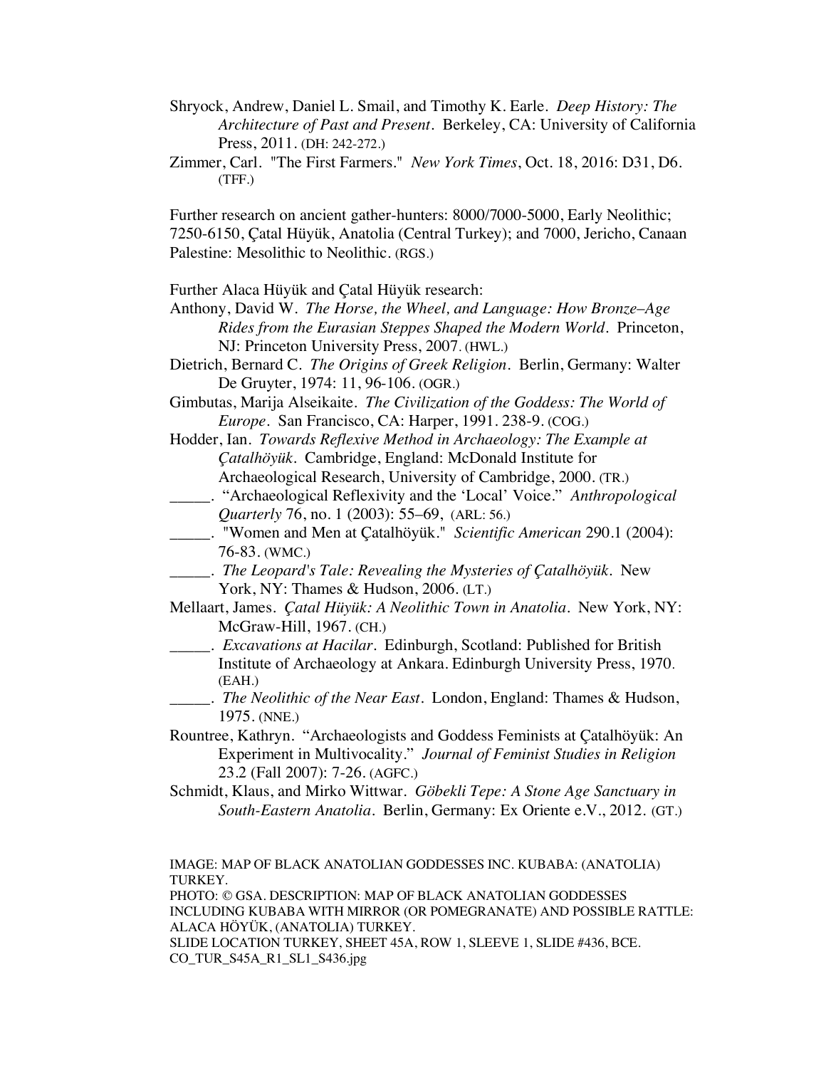Shryock, Andrew, Daniel L. Smail, and Timothy K. Earle. *Deep History: The Architecture of Past and Present*. Berkeley, CA: University of California Press, 2011. (DH: 242-272.)

Zimmer, Carl. "The First Farmers." *New York Times*, Oct. 18, 2016: D31, D6. (TFF.)

Further research on ancient gather-hunters: 8000/7000-5000, Early Neolithic; 7250-6150, Çatal Hüyük, Anatolia (Central Turkey); and 7000, Jericho, Canaan Palestine: Mesolithic to Neolithic. (RGS.)

Further Alaca Hüyük and Çatal Hüyük research:

Anthony, David W. *The Horse, the Wheel, and Language: How Bronze–Age Rides from the Eurasian Steppes Shaped the Modern World*. Princeton, NJ: Princeton University Press, 2007. (HWL.)

Dietrich, Bernard C. *The Origins of Greek Religion*. Berlin, Germany: Walter De Gruyter, 1974: 11, 96-106. (OGR.)

Gimbutas, Marija Alseikaite. *The Civilization of the Goddess: The World of Europe*. San Francisco, CA: Harper, 1991. 238-9. (COG.)

Hodder, Ian. *Towards Reflexive Method in Archaeology: The Example at Çatalhöyük*. Cambridge, England: McDonald Institute for Archaeological Research, University of Cambridge, 2000. (TR.)

_____. "Archaeological Reflexivity and the 'Local' Voice." *Anthropological Quarterly* 76, no. 1 (2003): 55–69, (ARL: 56.)

_____. "Women and Men at Çatalhöyük." *Scientific American* 290.1 (2004): 76-83. (WMC.)

_____. *The Leopard's Tale: Revealing the Mysteries of Çatalhöyük*. New York, NY: Thames & Hudson, 2006. (LT.)

Mellaart, James. *Çatal Hüyük: A Neolithic Town in Anatolia*. New York, NY: McGraw-Hill, 1967. (CH.)

_____. *Excavations at Hacilar*. Edinburgh, Scotland: Published for British Institute of Archaeology at Ankara. Edinburgh University Press, 1970. (EAH.)

_____. *The Neolithic of the Near East*. London, England: Thames & Hudson, 1975. (NNE.)

Rountree, Kathryn. "Archaeologists and Goddess Feminists at Çatalhöyük: An Experiment in Multivocality." *Journal of Feminist Studies in Religion* 23.2 (Fall 2007): 7-26. (AGFC.)

Schmidt, Klaus, and Mirko Wittwar. *Göbekli Tepe: A Stone Age Sanctuary in South-Eastern Anatolia*. Berlin, Germany: Ex Oriente e.V., 2012. (GT.)

IMAGE: MAP OF BLACK ANATOLIAN GODDESSES INC. KUBABA: (ANATOLIA) TURKEY.
PHOTO: © GSA. DESCRIPTION: MAP OF BLACK ANATOLIAN GODDESSES INCLUDING KUBABA WITH MIRROR (OR POMEGRANATE) AND POSSIBLE RATTLE: ALACA HÖYÜK, (ANATOLIA) TURKEY.
SLIDE LOCATION TURKEY, SHEET 45A, ROW 1, SLEEVE 1, SLIDE #436, BCE.
CO_TUR_S45A_R1_SL1_S436.jpg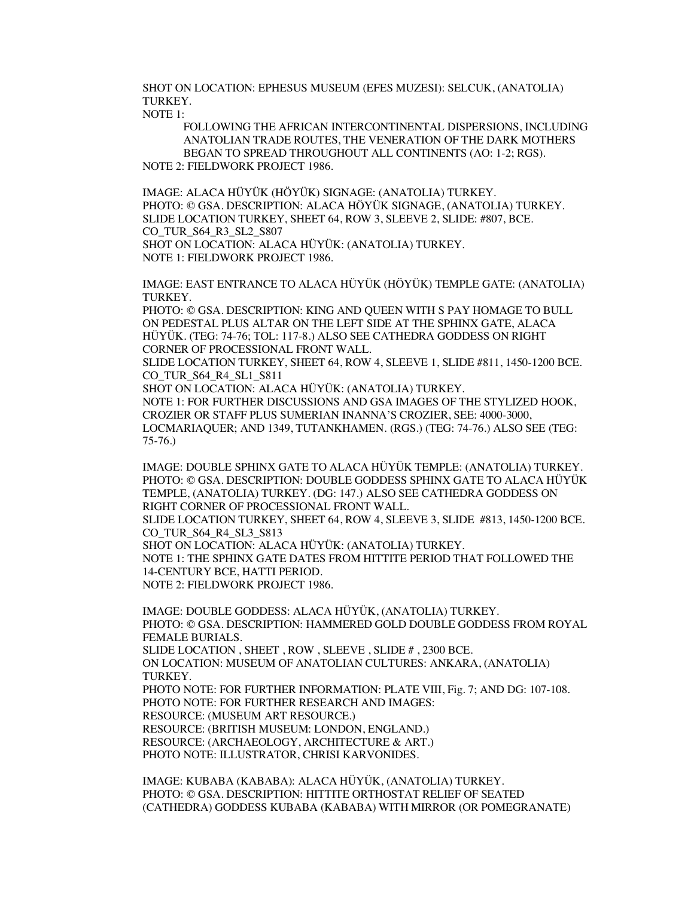SHOT ON LOCATION: EPHESUS MUSEUM (EFES MUZESI): SELCUK, (ANATOLIA) TURKEY.
NOTE 1:

FOLLOWING THE AFRICAN INTERCONTINENTAL DISPERSIONS, INCLUDING ANATOLIAN TRADE ROUTES, THE VENERATION OF THE DARK MOTHERS BEGAN TO SPREAD THROUGHOUT ALL CONTINENTS (AO: 1-2; RGS).

NOTE 2: FIELDWORK PROJECT 1986.

IMAGE: ALACA HÜYÜK (HÖYÜK) SIGNAGE: (ANATOLIA) TURKEY.
PHOTO: © GSA. DESCRIPTION: ALACA HÖYÜK SIGNAGE, (ANATOLIA) TURKEY.
SLIDE LOCATION TURKEY, SHEET 64, ROW 3, SLEEVE 2, SLIDE: #807, BCE.
CO_TUR_S64_R3_SL2_S807
SHOT ON LOCATION: ALACA HÜYÜK: (ANATOLIA) TURKEY.
NOTE 1: FIELDWORK PROJECT 1986.

IMAGE: EAST ENTRANCE TO ALACA HÜYÜK (HÖYÜK) TEMPLE GATE: (ANATOLIA) TURKEY.
PHOTO: © GSA. DESCRIPTION: KING AND QUEEN WITH S PAY HOMAGE TO BULL ON PEDESTAL PLUS ALTAR ON THE LEFT SIDE AT THE SPHINX GATE, ALACA HÜYÜK. (TEG: 74-76; TOL: 117-8.) ALSO SEE CATHEDRA GODDESS ON RIGHT CORNER OF PROCESSIONAL FRONT WALL.
SLIDE LOCATION TURKEY, SHEET 64, ROW 4, SLEEVE 1, SLIDE #811, 1450-1200 BCE.
CO_TUR_S64_R4_SL1_S811
SHOT ON LOCATION: ALACA HÜYÜK: (ANATOLIA) TURKEY.
NOTE 1: FOR FURTHER DISCUSSIONS AND GSA IMAGES OF THE STYLIZED HOOK, CROZIER OR STAFF PLUS SUMERIAN INANNA'S CROZIER, SEE: 4000-3000, LOCMARIAQUER; AND 1349, TUTANKHAMEN. (RGS.) (TEG: 74-76.) ALSO SEE (TEG: 75-76.)

IMAGE: DOUBLE SPHINX GATE TO ALACA HÜYÜK TEMPLE: (ANATOLIA) TURKEY.
PHOTO: © GSA. DESCRIPTION: DOUBLE GODDESS SPHINX GATE TO ALACA HÜYÜK TEMPLE, (ANATOLIA) TURKEY. (DG: 147.) ALSO SEE CATHEDRA GODDESS ON RIGHT CORNER OF PROCESSIONAL FRONT WALL.
SLIDE LOCATION TURKEY, SHEET 64, ROW 4, SLEEVE 3, SLIDE #813, 1450-1200 BCE.
CO_TUR_S64_R4_SL3_S813
SHOT ON LOCATION: ALACA HÜYÜK: (ANATOLIA) TURKEY.
NOTE 1: THE SPHINX GATE DATES FROM HITTITE PERIOD THAT FOLLOWED THE 14-CENTURY BCE, HATTI PERIOD.
NOTE 2: FIELDWORK PROJECT 1986.

IMAGE: DOUBLE GODDESS: ALACA HÜYÜK, (ANATOLIA) TURKEY.
PHOTO: © GSA. DESCRIPTION: HAMMERED GOLD DOUBLE GODDESS FROM ROYAL FEMALE BURIALS.
SLIDE LOCATION , SHEET , ROW , SLEEVE , SLIDE # , 2300 BCE.
ON LOCATION: MUSEUM OF ANATOLIAN CULTURES: ANKARA, (ANATOLIA) TURKEY.
PHOTO NOTE: FOR FURTHER INFORMATION: PLATE VIII, Fig. 7; AND DG: 107-108.
PHOTO NOTE: FOR FURTHER RESEARCH AND IMAGES:
RESOURCE: (MUSEUM ART RESOURCE.)
RESOURCE: (BRITISH MUSEUM: LONDON, ENGLAND.)
RESOURCE: (ARCHAEOLOGY, ARCHITECTURE & ART.)
PHOTO NOTE: ILLUSTRATOR, CHRISI KARVONIDES.

IMAGE: KUBABA (KABABA): ALACA HÜYÜK, (ANATOLIA) TURKEY.
PHOTO: © GSA. DESCRIPTION: HITTITE ORTHOSTAT RELIEF OF SEATED (CATHEDRA) GODDESS KUBABA (KABABA) WITH MIRROR (OR POMEGRANATE)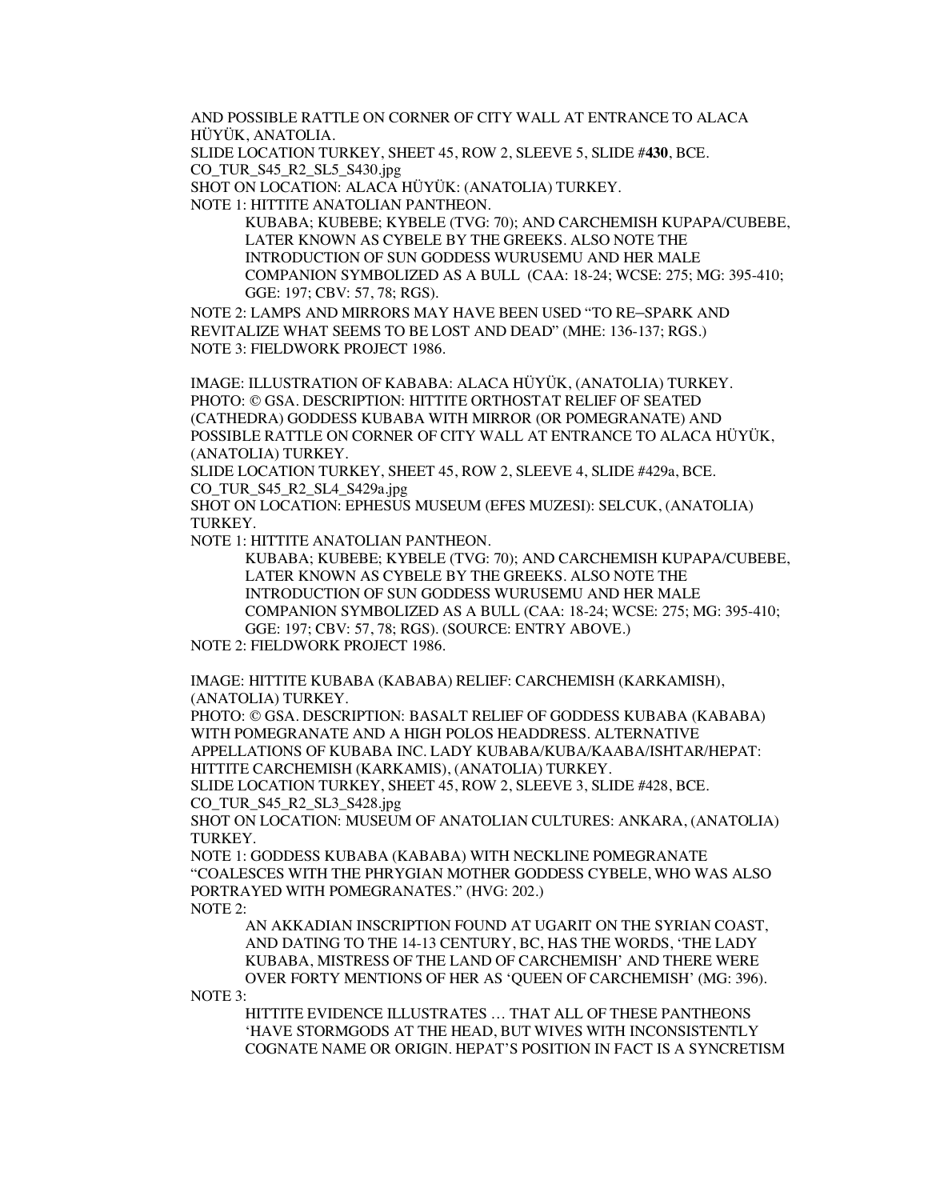AND POSSIBLE RATTLE ON CORNER OF CITY WALL AT ENTRANCE TO ALACA HÜYÜK, ANATOLIA.

SLIDE LOCATION TURKEY, SHEET 45, ROW 2, SLEEVE 5, SLIDE #**430**, BCE.

CO_TUR_S45_R2_SL5_S430.jpg

SHOT ON LOCATION: ALACA HÜYÜK: (ANATOLIA) TURKEY.

NOTE 1: HITTITE ANATOLIAN PANTHEON.

> KUBABA; KUBEBE; KYBELE (TVG: 70); AND CARCHEMISH KUPAPA/CUBEBE, LATER KNOWN AS CYBELE BY THE GREEKS. ALSO NOTE THE INTRODUCTION OF SUN GODDESS WURUSEMU AND HER MALE COMPANION SYMBOLIZED AS A BULL (CAA: 18-24; WCSE: 275; MG: 395-410; GGE: 197; CBV: 57, 78; RGS).

NOTE 2: LAMPS AND MIRRORS MAY HAVE BEEN USED "TO RE–SPARK AND REVITALIZE WHAT SEEMS TO BE LOST AND DEAD" (MHE: 136-137; RGS.)

NOTE 3: FIELDWORK PROJECT 1986.

IMAGE: ILLUSTRATION OF KABABA: ALACA HÜYÜK, (ANATOLIA) TURKEY.

PHOTO: © GSA. DESCRIPTION: HITTITE ORTHOSTAT RELIEF OF SEATED (CATHEDRA) GODDESS KUBABA WITH MIRROR (OR POMEGRANATE) AND POSSIBLE RATTLE ON CORNER OF CITY WALL AT ENTRANCE TO ALACA HÜYÜK, (ANATOLIA) TURKEY.

SLIDE LOCATION TURKEY, SHEET 45, ROW 2, SLEEVE 4, SLIDE #429a, BCE.

CO_TUR_S45_R2_SL4_S429a.jpg

SHOT ON LOCATION: EPHESUS MUSEUM (EFES MUZESI): SELCUK, (ANATOLIA) TURKEY.

NOTE 1: HITTITE ANATOLIAN PANTHEON.

> KUBABA; KUBEBE; KYBELE (TVG: 70); AND CARCHEMISH KUPAPA/CUBEBE, LATER KNOWN AS CYBELE BY THE GREEKS. ALSO NOTE THE INTRODUCTION OF SUN GODDESS WURUSEMU AND HER MALE COMPANION SYMBOLIZED AS A BULL (CAA: 18-24; WCSE: 275; MG: 395-410; GGE: 197; CBV: 57, 78; RGS). (SOURCE: ENTRY ABOVE.)

NOTE 2: FIELDWORK PROJECT 1986.

IMAGE: HITTITE KUBABA (KABABA) RELIEF: CARCHEMISH (KARKAMISH), (ANATOLIA) TURKEY.

PHOTO: © GSA. DESCRIPTION: BASALT RELIEF OF GODDESS KUBABA (KABABA) WITH POMEGRANATE AND A HIGH POLOS HEADDRESS. ALTERNATIVE APPELLATIONS OF KUBABA INC. LADY KUBABA/KUBA/KAABA/ISHTAR/HEPAT: HITTITE CARCHEMISH (KARKAMIS), (ANATOLIA) TURKEY.

SLIDE LOCATION TURKEY, SHEET 45, ROW 2, SLEEVE 3, SLIDE #428, BCE.

CO_TUR_S45_R2_SL3_S428.jpg

SHOT ON LOCATION: MUSEUM OF ANATOLIAN CULTURES: ANKARA, (ANATOLIA) TURKEY.

NOTE 1: GODDESS KUBABA (KABABA) WITH NECKLINE POMEGRANATE "COALESCES WITH THE PHRYGIAN MOTHER GODDESS CYBELE, WHO WAS ALSO PORTRAYED WITH POMEGRANATES." (HVG: 202.)

NOTE 2:

> AN AKKADIAN INSCRIPTION FOUND AT UGARIT ON THE SYRIAN COAST, AND DATING TO THE 14-13 CENTURY, BC, HAS THE WORDS, 'THE LADY KUBABA, MISTRESS OF THE LAND OF CARCHEMISH' AND THERE WERE OVER FORTY MENTIONS OF HER AS 'QUEEN OF CARCHEMISH' (MG: 396).

NOTE 3:

> HITTITE EVIDENCE ILLUSTRATES … THAT ALL OF THESE PANTHEONS 'HAVE STORMGODS AT THE HEAD, BUT WIVES WITH INCONSISTENTLY COGNATE NAME OR ORIGIN. HEPAT'S POSITION IN FACT IS A SYNCRETISM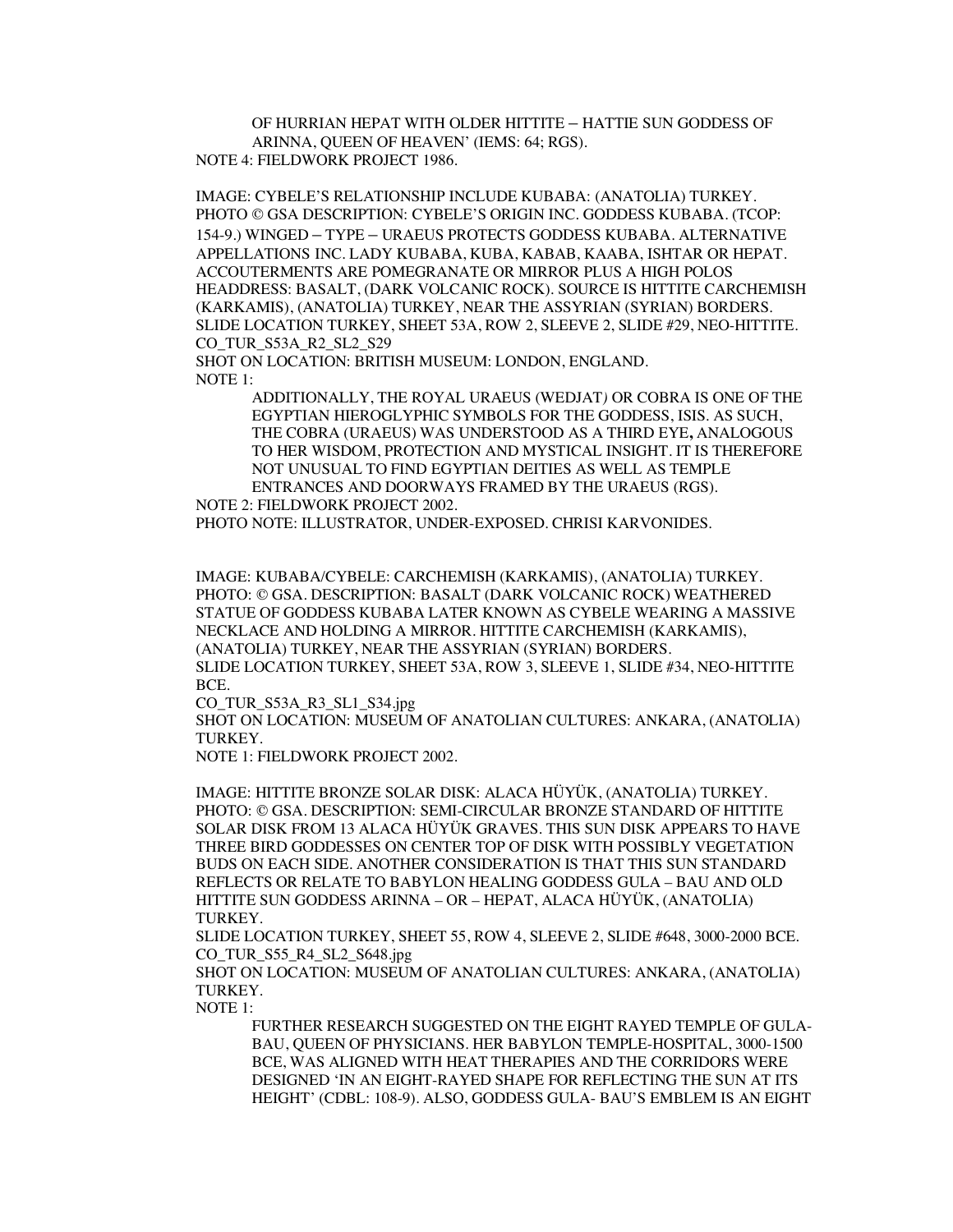OF HURRIAN HEPAT WITH OLDER HITTITE – HATTIE SUN GODDESS OF ARINNA, QUEEN OF HEAVEN' (IEMS: 64; RGS).

NOTE 4: FIELDWORK PROJECT 1986.

IMAGE: CYBELE'S RELATIONSHIP INCLUDE KUBABA: (ANATOLIA) TURKEY.
PHOTO © GSA DESCRIPTION: CYBELE'S ORIGIN INC. GODDESS KUBABA. (TCOP: 154-9.) WINGED – TYPE – URAEUS PROTECTS GODDESS KUBABA. ALTERNATIVE APPELLATIONS INC. LADY KUBABA, KUBA, KABAB, KAABA, ISHTAR OR HEPAT. ACCOUTERMENTS ARE POMEGRANATE OR MIRROR PLUS A HIGH POLOS HEADDRESS: BASALT, (DARK VOLCANIC ROCK). SOURCE IS HITTITE CARCHEMISH (KARKAMIS), (ANATOLIA) TURKEY, NEAR THE ASSYRIAN (SYRIAN) BORDERS.
SLIDE LOCATION TURKEY, SHEET 53A, ROW 2, SLEEVE 2, SLIDE #29, NEO-HITTITE.
CO_TUR_S53A_R2_SL2_S29
SHOT ON LOCATION: BRITISH MUSEUM: LONDON, ENGLAND.
NOTE 1:

ADDITIONALLY, THE ROYAL URAEUS (WEDJAT*)* OR COBRA IS ONE OF THE EGYPTIAN HIEROGLYPHIC SYMBOLS FOR THE GODDESS, ISIS. AS SUCH, THE COBRA (URAEUS) WAS UNDERSTOOD AS A THIRD EYE**,** ANALOGOUS TO HER WISDOM, PROTECTION AND MYSTICAL INSIGHT. IT IS THEREFORE NOT UNUSUAL TO FIND EGYPTIAN DEITIES AS WELL AS TEMPLE ENTRANCES AND DOORWAYS FRAMED BY THE URAEUS (RGS).

NOTE 2: FIELDWORK PROJECT 2002.
PHOTO NOTE: ILLUSTRATOR, UNDER-EXPOSED. CHRISI KARVONIDES.

IMAGE: KUBABA/CYBELE: CARCHEMISH (KARKAMIS), (ANATOLIA) TURKEY.
PHOTO: © GSA. DESCRIPTION: BASALT (DARK VOLCANIC ROCK) WEATHERED STATUE OF GODDESS KUBABA LATER KNOWN AS CYBELE WEARING A MASSIVE NECKLACE AND HOLDING A MIRROR. HITTITE CARCHEMISH (KARKAMIS), (ANATOLIA) TURKEY, NEAR THE ASSYRIAN (SYRIAN) BORDERS.
SLIDE LOCATION TURKEY, SHEET 53A, ROW 3, SLEEVE 1, SLIDE #34, NEO-HITTITE BCE.
CO_TUR_S53A_R3_SL1_S34.jpg
SHOT ON LOCATION: MUSEUM OF ANATOLIAN CULTURES: ANKARA, (ANATOLIA) TURKEY.
NOTE 1: FIELDWORK PROJECT 2002.

IMAGE: HITTITE BRONZE SOLAR DISK: ALACA HÜYÜK, (ANATOLIA) TURKEY.
PHOTO: © GSA. DESCRIPTION: SEMI-CIRCULAR BRONZE STANDARD OF HITTITE SOLAR DISK FROM 13 ALACA HÜYÜK GRAVES. THIS SUN DISK APPEARS TO HAVE THREE BIRD GODDESSES ON CENTER TOP OF DISK WITH POSSIBLY VEGETATION BUDS ON EACH SIDE. ANOTHER CONSIDERATION IS THAT THIS SUN STANDARD REFLECTS OR RELATE TO BABYLON HEALING GODDESS GULA – BAU AND OLD HITTITE SUN GODDESS ARINNA – OR – HEPAT, ALACA HÜYÜK, (ANATOLIA) TURKEY.
SLIDE LOCATION TURKEY, SHEET 55, ROW 4, SLEEVE 2, SLIDE #648, 3000-2000 BCE.
CO_TUR_S55_R4_SL2_S648.jpg
SHOT ON LOCATION: MUSEUM OF ANATOLIAN CULTURES: ANKARA, (ANATOLIA) TURKEY.
NOTE 1:

FURTHER RESEARCH SUGGESTED ON THE EIGHT RAYED TEMPLE OF GULA-BAU, QUEEN OF PHYSICIANS. HER BABYLON TEMPLE-HOSPITAL, 3000-1500 BCE, WAS ALIGNED WITH HEAT THERAPIES AND THE CORRIDORS WERE DESIGNED 'IN AN EIGHT-RAYED SHAPE FOR REFLECTING THE SUN AT ITS HEIGHT' (CDBL: 108-9). ALSO, GODDESS GULA- BAU'S EMBLEM IS AN EIGHT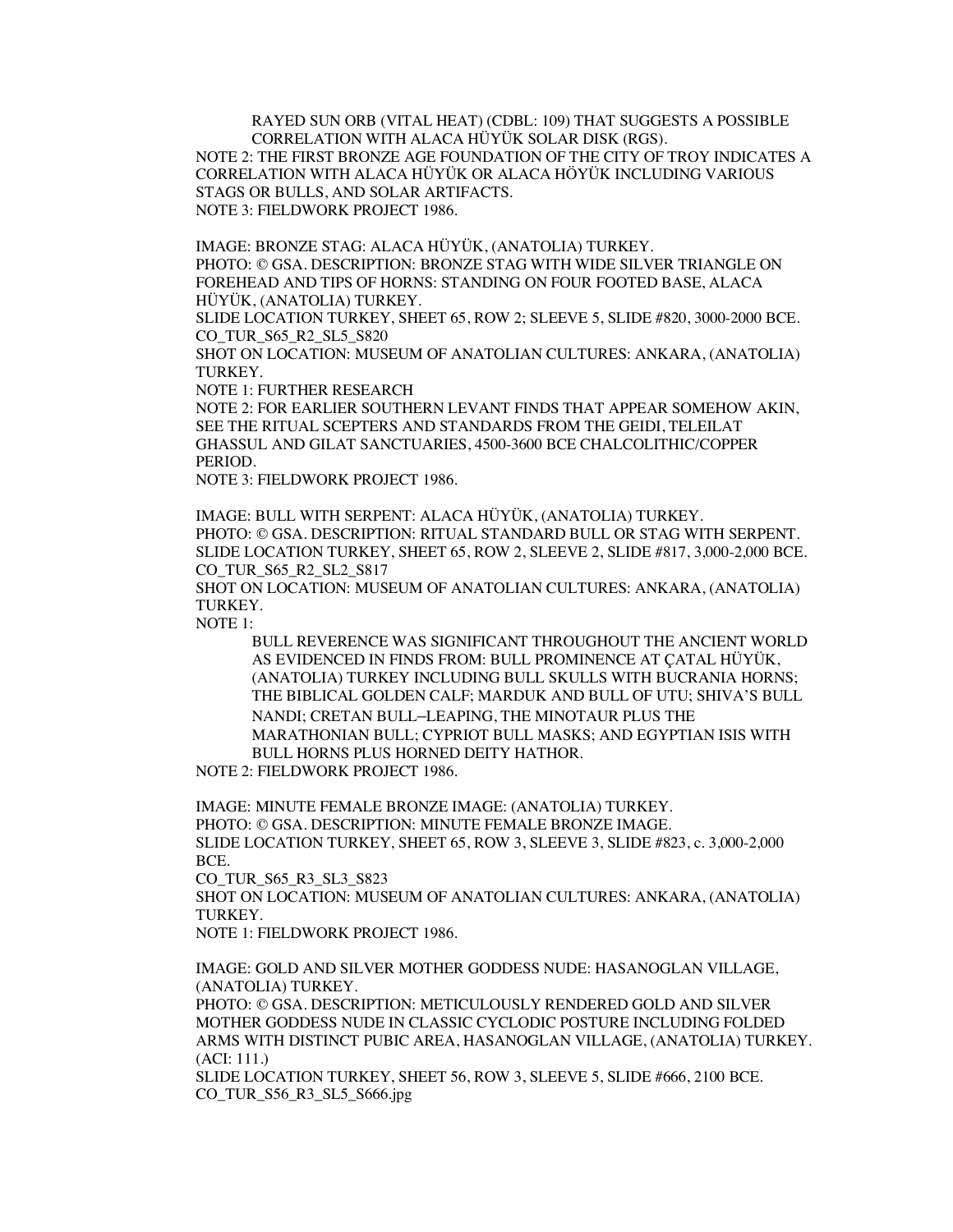RAYED SUN ORB (VITAL HEAT) (CDBL: 109) THAT SUGGESTS A POSSIBLE CORRELATION WITH ALACA HÜYÜK SOLAR DISK (RGS).

NOTE 2: THE FIRST BRONZE AGE FOUNDATION OF THE CITY OF TROY INDICATES A CORRELATION WITH ALACA HÜYÜK OR ALACA HÖYÜK INCLUDING VARIOUS STAGS OR BULLS, AND SOLAR ARTIFACTS.

NOTE 3: FIELDWORK PROJECT 1986.

IMAGE: BRONZE STAG: ALACA HÜYÜK, (ANATOLIA) TURKEY.

PHOTO: © GSA. DESCRIPTION: BRONZE STAG WITH WIDE SILVER TRIANGLE ON FOREHEAD AND TIPS OF HORNS: STANDING ON FOUR FOOTED BASE, ALACA HÜYÜK, (ANATOLIA) TURKEY.

SLIDE LOCATION TURKEY, SHEET 65, ROW 2; SLEEVE 5, SLIDE #820, 3000-2000 BCE.

CO_TUR_S65_R2_SL5_S820

SHOT ON LOCATION: MUSEUM OF ANATOLIAN CULTURES: ANKARA, (ANATOLIA) TURKEY.

NOTE 1: FURTHER RESEARCH

NOTE 2: FOR EARLIER SOUTHERN LEVANT FINDS THAT APPEAR SOMEHOW AKIN, SEE THE RITUAL SCEPTERS AND STANDARDS FROM THE GEIDI, TELEILAT GHASSUL AND GILAT SANCTUARIES, 4500-3600 BCE CHALCOLITHIC/COPPER PERIOD.

NOTE 3: FIELDWORK PROJECT 1986.

IMAGE: BULL WITH SERPENT: ALACA HÜYÜK, (ANATOLIA) TURKEY.

PHOTO: © GSA. DESCRIPTION: RITUAL STANDARD BULL OR STAG WITH SERPENT.

SLIDE LOCATION TURKEY, SHEET 65, ROW 2, SLEEVE 2, SLIDE #817, 3,000-2,000 BCE.

CO_TUR_S65_R2_SL2_S817

SHOT ON LOCATION: MUSEUM OF ANATOLIAN CULTURES: ANKARA, (ANATOLIA) TURKEY.

NOTE 1:

BULL REVERENCE WAS SIGNIFICANT THROUGHOUT THE ANCIENT WORLD AS EVIDENCED IN FINDS FROM: BULL PROMINENCE AT ÇATAL HÜYÜK, (ANATOLIA) TURKEY INCLUDING BULL SKULLS WITH BUCRANIA HORNS; THE BIBLICAL GOLDEN CALF; MARDUK AND BULL OF UTU; SHIVA'S BULL NANDI; CRETAN BULL–LEAPING, THE MINOTAUR PLUS THE MARATHONIAN BULL; CYPRIOT BULL MASKS; AND EGYPTIAN ISIS WITH BULL HORNS PLUS HORNED DEITY HATHOR.

NOTE 2: FIELDWORK PROJECT 1986.

IMAGE: MINUTE FEMALE BRONZE IMAGE: (ANATOLIA) TURKEY.

PHOTO: © GSA. DESCRIPTION: MINUTE FEMALE BRONZE IMAGE.

SLIDE LOCATION TURKEY, SHEET 65, ROW 3, SLEEVE 3, SLIDE #823, c. 3,000-2,000 BCE.

CO_TUR_S65_R3_SL3_S823

SHOT ON LOCATION: MUSEUM OF ANATOLIAN CULTURES: ANKARA, (ANATOLIA) TURKEY.

NOTE 1: FIELDWORK PROJECT 1986.

IMAGE: GOLD AND SILVER MOTHER GODDESS NUDE: HASANOGLAN VILLAGE, (ANATOLIA) TURKEY.

PHOTO: © GSA. DESCRIPTION: METICULOUSLY RENDERED GOLD AND SILVER MOTHER GODDESS NUDE IN CLASSIC CYCLODIC POSTURE INCLUDING FOLDED ARMS WITH DISTINCT PUBIC AREA, HASANOGLAN VILLAGE, (ANATOLIA) TURKEY. (ACI: 111.)

SLIDE LOCATION TURKEY, SHEET 56, ROW 3, SLEEVE 5, SLIDE #666, 2100 BCE.

CO_TUR_S56_R3_SL5_S666.jpg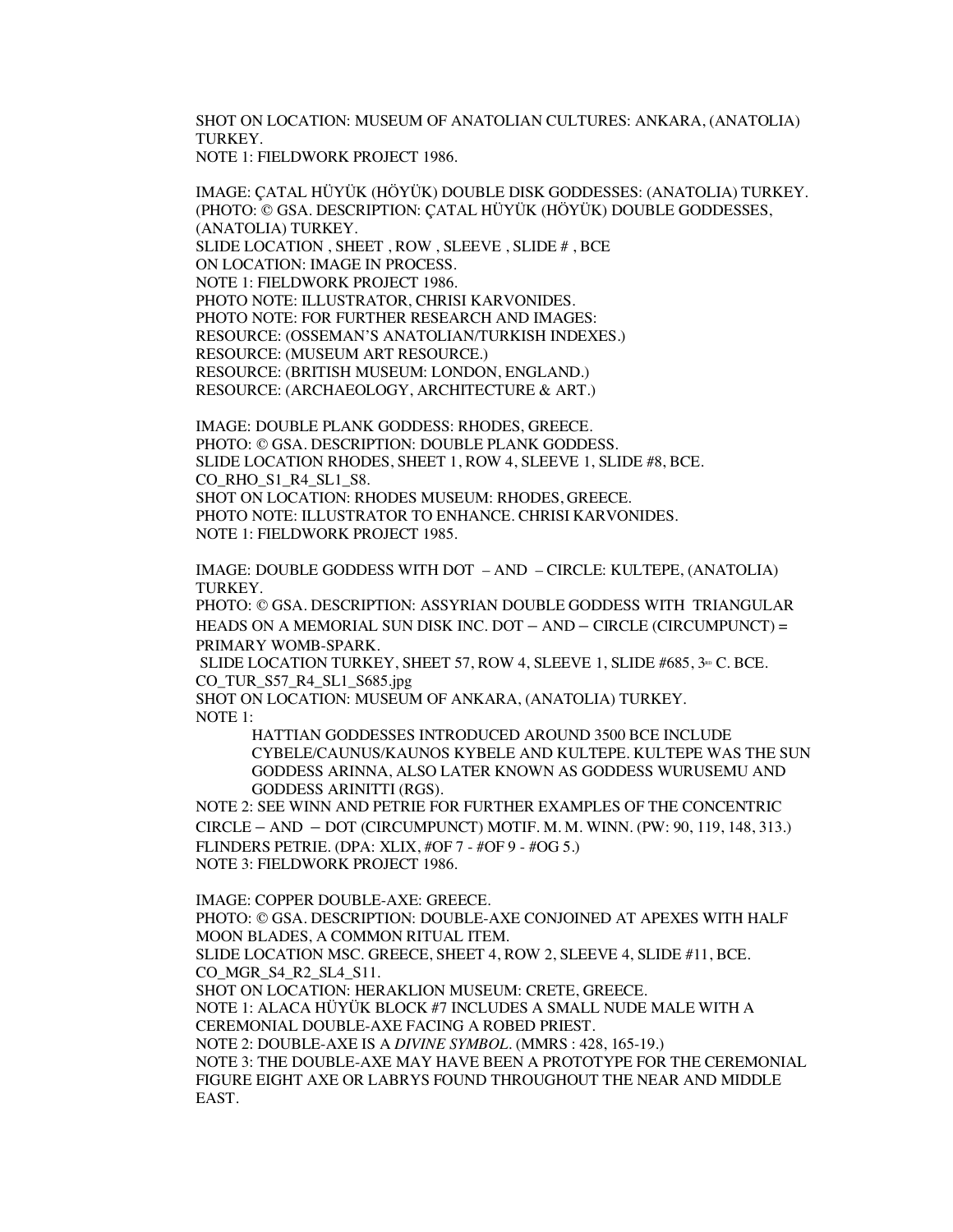SHOT ON LOCATION: MUSEUM OF ANATOLIAN CULTURES: ANKARA, (ANATOLIA) TURKEY.
NOTE 1: FIELDWORK PROJECT 1986.

IMAGE: ÇATAL HÜYÜK (HÖYÜK) DOUBLE DISK GODDESSES: (ANATOLIA) TURKEY.
(PHOTO: © GSA. DESCRIPTION: ÇATAL HÜYÜK (HÖYÜK) DOUBLE GODDESSES, (ANATOLIA) TURKEY.
SLIDE LOCATION , SHEET , ROW , SLEEVE , SLIDE # , BCE
ON LOCATION: IMAGE IN PROCESS.
NOTE 1: FIELDWORK PROJECT 1986.
PHOTO NOTE: ILLUSTRATOR, CHRISI KARVONIDES.
PHOTO NOTE: FOR FURTHER RESEARCH AND IMAGES:
RESOURCE: (OSSEMAN'S ANATOLIAN/TURKISH INDEXES.)
RESOURCE: (MUSEUM ART RESOURCE.)
RESOURCE: (BRITISH MUSEUM: LONDON, ENGLAND.)
RESOURCE: (ARCHAEOLOGY, ARCHITECTURE & ART.)

IMAGE: DOUBLE PLANK GODDESS: RHODES, GREECE.
PHOTO: © GSA. DESCRIPTION: DOUBLE PLANK GODDESS.
SLIDE LOCATION RHODES, SHEET 1, ROW 4, SLEEVE 1, SLIDE #8, BCE.
CO_RHO_S1_R4_SL1_S8.
SHOT ON LOCATION: RHODES MUSEUM: RHODES, GREECE.
PHOTO NOTE: ILLUSTRATOR TO ENHANCE. CHRISI KARVONIDES.
NOTE 1: FIELDWORK PROJECT 1985.

IMAGE: DOUBLE GODDESS WITH DOT – AND – CIRCLE: KULTEPE, (ANATOLIA) TURKEY.
PHOTO: © GSA. DESCRIPTION: ASSYRIAN DOUBLE GODDESS WITH TRIANGULAR HEADS ON A MEMORIAL SUN DISK INC. DOT – AND – CIRCLE (CIRCUMPUNCT) = PRIMARY WOMB-SPARK.
SLIDE LOCATION TURKEY, SHEET 57, ROW 4, SLEEVE 1, SLIDE #685, 3RD C. BCE.
CO_TUR_S57_R4_SL1_S685.jpg
SHOT ON LOCATION: MUSEUM OF ANKARA, (ANATOLIA) TURKEY.
NOTE 1:

> HATTIAN GODDESSES INTRODUCED AROUND 3500 BCE INCLUDE CYBELE/CAUNUS/KAUNOS KYBELE AND KULTEPE. KULTEPE WAS THE SUN GODDESS ARINNA, ALSO LATER KNOWN AS GODDESS WURUSEMU AND GODDESS ARINITTI (RGS).

NOTE 2: SEE WINN AND PETRIE FOR FURTHER EXAMPLES OF THE CONCENTRIC CIRCLE – AND – DOT (CIRCUMPUNCT) MOTIF. M. M. WINN. (PW: 90, 119, 148, 313.) FLINDERS PETRIE. (DPA: XLIX, #OF 7 - #OF 9 - #OG 5.)
NOTE 3: FIELDWORK PROJECT 1986.

IMAGE: COPPER DOUBLE-AXE: GREECE.
PHOTO: © GSA. DESCRIPTION: DOUBLE-AXE CONJOINED AT APEXES WITH HALF MOON BLADES, A COMMON RITUAL ITEM.
SLIDE LOCATION MSC. GREECE, SHEET 4, ROW 2, SLEEVE 4, SLIDE #11, BCE.
CO_MGR_S4_R2_SL4_S11.
SHOT ON LOCATION: HERAKLION MUSEUM: CRETE, GREECE.
NOTE 1: ALACA HÜYÜK BLOCK #7 INCLUDES A SMALL NUDE MALE WITH A CEREMONIAL DOUBLE-AXE FACING A ROBED PRIEST.
NOTE 2: DOUBLE-AXE IS A *DIVINE SYMBOL*. (MMRS : 428, 165-19.)
NOTE 3: THE DOUBLE-AXE MAY HAVE BEEN A PROTOTYPE FOR THE CEREMONIAL FIGURE EIGHT AXE OR LABRYS FOUND THROUGHOUT THE NEAR AND MIDDLE EAST.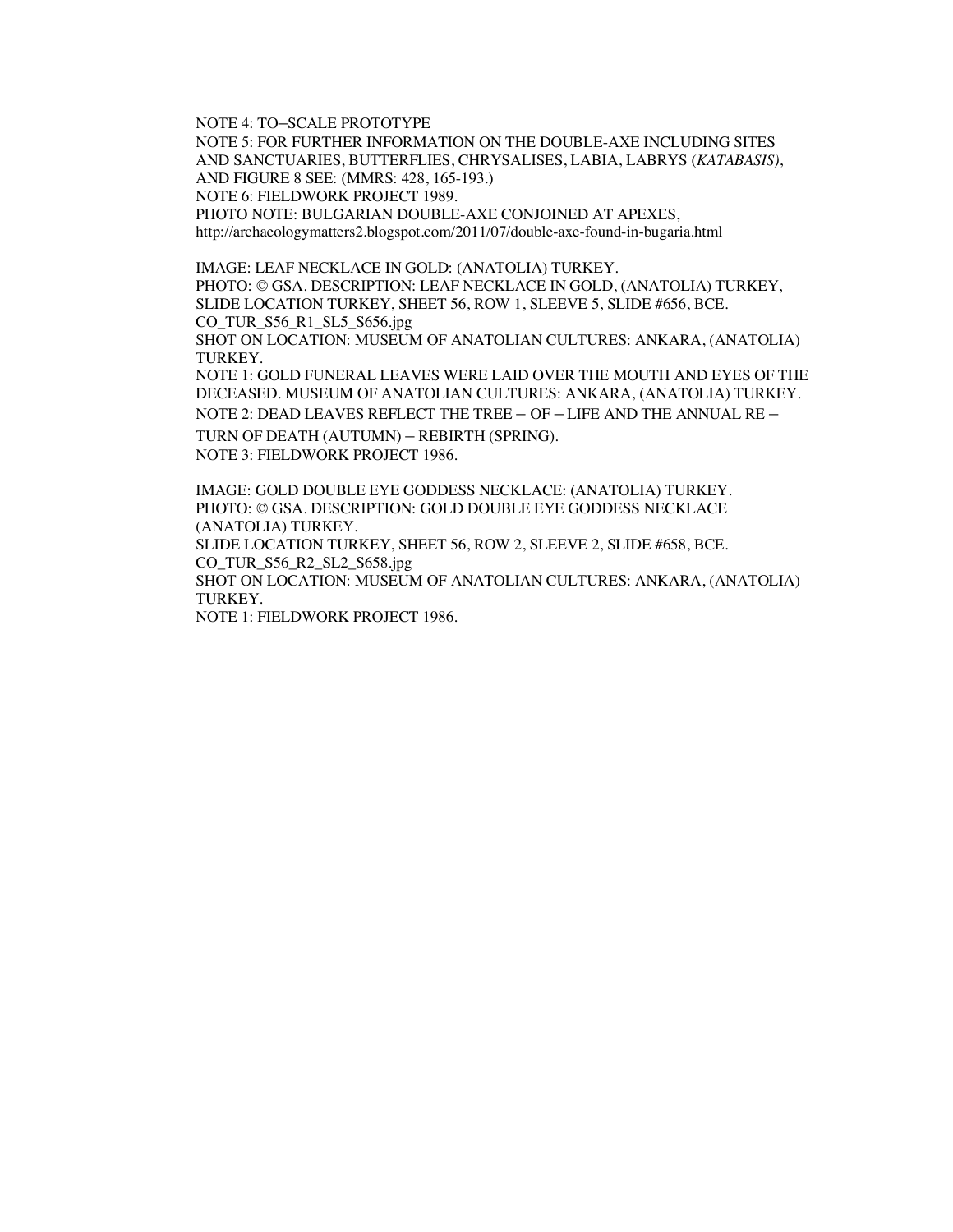NOTE 4: TO–SCALE PROTOTYPE
NOTE 5: FOR FURTHER INFORMATION ON THE DOUBLE-AXE INCLUDING SITES AND SANCTUARIES, BUTTERFLIES, CHRYSALISES, LABIA, LABRYS (*KATABASIS)*, AND FIGURE 8 SEE: (MMRS: 428, 165-193.)
NOTE 6: FIELDWORK PROJECT 1989.
PHOTO NOTE: BULGARIAN DOUBLE-AXE CONJOINED AT APEXES, http://archaeologymatters2.blogspot.com/2011/07/double-axe-found-in-bugaria.html

IMAGE: LEAF NECKLACE IN GOLD: (ANATOLIA) TURKEY.
PHOTO: © GSA. DESCRIPTION: LEAF NECKLACE IN GOLD, (ANATOLIA) TURKEY, SLIDE LOCATION TURKEY, SHEET 56, ROW 1, SLEEVE 5, SLIDE #656, BCE.
CO_TUR_S56_R1_SL5_S656.jpg
SHOT ON LOCATION: MUSEUM OF ANATOLIAN CULTURES: ANKARA, (ANATOLIA) TURKEY.
NOTE 1: GOLD FUNERAL LEAVES WERE LAID OVER THE MOUTH AND EYES OF THE DECEASED. MUSEUM OF ANATOLIAN CULTURES: ANKARA, (ANATOLIA) TURKEY.
NOTE 2: DEAD LEAVES REFLECT THE TREE – OF – LIFE AND THE ANNUAL RE – TURN OF DEATH (AUTUMN) – REBIRTH (SPRING).
NOTE 3: FIELDWORK PROJECT 1986.

IMAGE: GOLD DOUBLE EYE GODDESS NECKLACE: (ANATOLIA) TURKEY.
PHOTO: © GSA. DESCRIPTION: GOLD DOUBLE EYE GODDESS NECKLACE (ANATOLIA) TURKEY.
SLIDE LOCATION TURKEY, SHEET 56, ROW 2, SLEEVE 2, SLIDE #658, BCE.
CO_TUR_S56_R2_SL2_S658.jpg
SHOT ON LOCATION: MUSEUM OF ANATOLIAN CULTURES: ANKARA, (ANATOLIA) TURKEY.
NOTE 1: FIELDWORK PROJECT 1986.